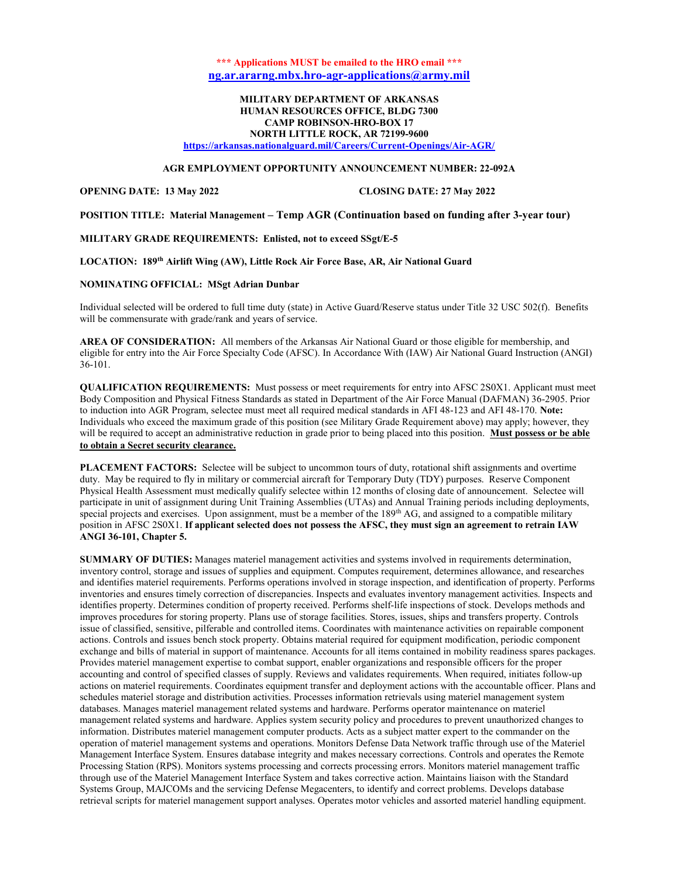**\*\*\* Applications MUST be emailed to the HRO email \*\*\***
**ng.ar.ararng.mbx.hro-agr-applications@army.mil**

**MILITARY DEPARTMENT OF ARKANSAS**
**HUMAN RESOURCES OFFICE, BLDG 7300**
**CAMP ROBINSON-HRO-BOX 17**
**NORTH LITTLE ROCK, AR 72199-9600**
**https://arkansas.nationalguard.mil/Careers/Current-Openings/Air-AGR/**

**AGR EMPLOYMENT OPPORTUNITY ANNOUNCEMENT NUMBER: 22-092A**

**OPENING DATE: 13 May 2022** **CLOSING DATE: 27 May 2022**

**POSITION TITLE: Material Management – Temp AGR (Continuation based on funding after 3-year tour)**

**MILITARY GRADE REQUIREMENTS: Enlisted, not to exceed SSgt/E-5**

**LOCATION: 189th Airlift Wing (AW), Little Rock Air Force Base, AR, Air National Guard**

**NOMINATING OFFICIAL: MSgt Adrian Dunbar**

Individual selected will be ordered to full time duty (state) in Active Guard/Reserve status under Title 32 USC 502(f). Benefits will be commensurate with grade/rank and years of service.

**AREA OF CONSIDERATION:** All members of the Arkansas Air National Guard or those eligible for membership, and eligible for entry into the Air Force Specialty Code (AFSC). In Accordance With (IAW) Air National Guard Instruction (ANGI) 36-101.

**QUALIFICATION REQUIREMENTS:** Must possess or meet requirements for entry into AFSC 2S0X1. Applicant must meet Body Composition and Physical Fitness Standards as stated in Department of the Air Force Manual (DAFMAN) 36-2905. Prior to induction into AGR Program, selectee must meet all required medical standards in AFI 48-123 and AFI 48-170. **Note:** Individuals who exceed the maximum grade of this position (see Military Grade Requirement above) may apply; however, they will be required to accept an administrative reduction in grade prior to being placed into this position. **Must possess or be able to obtain a Secret security clearance.**

**PLACEMENT FACTORS:** Selectee will be subject to uncommon tours of duty, rotational shift assignments and overtime duty. May be required to fly in military or commercial aircraft for Temporary Duty (TDY) purposes. Reserve Component Physical Health Assessment must medically qualify selectee within 12 months of closing date of announcement. Selectee will participate in unit of assignment during Unit Training Assemblies (UTAs) and Annual Training periods including deployments, special projects and exercises. Upon assignment, must be a member of the 189th AG, and assigned to a compatible military position in AFSC 2S0X1. **If applicant selected does not possess the AFSC, they must sign an agreement to retrain IAW ANGI 36-101, Chapter 5.**

**SUMMARY OF DUTIES:** Manages materiel management activities and systems involved in requirements determination, inventory control, storage and issues of supplies and equipment. Computes requirement, determines allowance, and researches and identifies materiel requirements. Performs operations involved in storage inspection, and identification of property. Performs inventories and ensures timely correction of discrepancies. Inspects and evaluates inventory management activities. Inspects and identifies property. Determines condition of property received. Performs shelf-life inspections of stock. Develops methods and improves procedures for storing property. Plans use of storage facilities. Stores, issues, ships and transfers property. Controls issue of classified, sensitive, pilferable and controlled items. Coordinates with maintenance activities on repairable component actions. Controls and issues bench stock property. Obtains material required for equipment modification, periodic component exchange and bills of material in support of maintenance. Accounts for all items contained in mobility readiness spares packages. Provides materiel management expertise to combat support, enabler organizations and responsible officers for the proper accounting and control of specified classes of supply. Reviews and validates requirements. When required, initiates follow-up actions on materiel requirements. Coordinates equipment transfer and deployment actions with the accountable officer. Plans and schedules materiel storage and distribution activities. Processes information retrievals using materiel management system databases. Manages materiel management related systems and hardware. Performs operator maintenance on materiel management related systems and hardware. Applies system security policy and procedures to prevent unauthorized changes to information. Distributes materiel management computer products. Acts as a subject matter expert to the commander on the operation of materiel management systems and operations. Monitors Defense Data Network traffic through use of the Materiel Management Interface System. Ensures database integrity and makes necessary corrections. Controls and operates the Remote Processing Station (RPS). Monitors systems processing and corrects processing errors. Monitors materiel management traffic through use of the Materiel Management Interface System and takes corrective action. Maintains liaison with the Standard Systems Group, MAJCOMs and the servicing Defense Megacenters, to identify and correct problems. Develops database retrieval scripts for materiel management support analyses. Operates motor vehicles and assorted materiel handling equipment.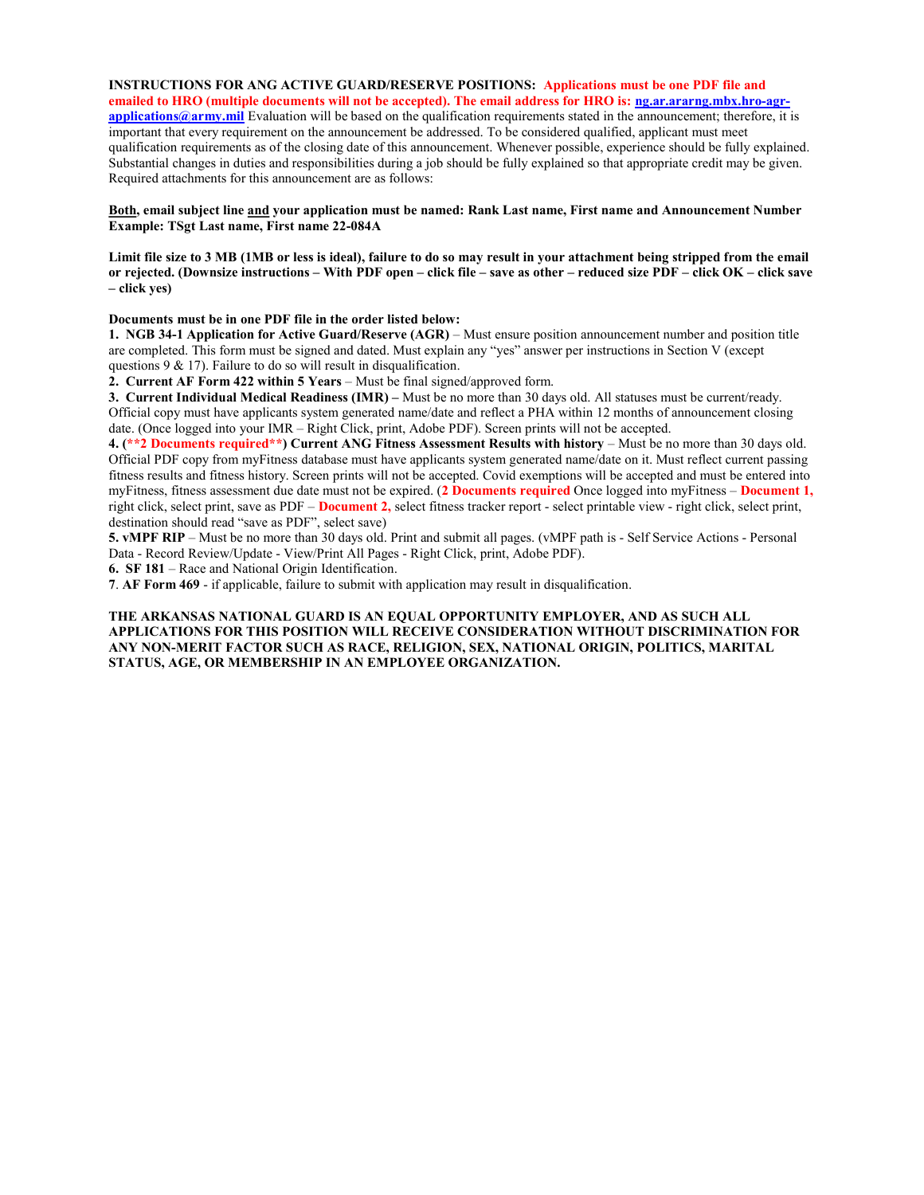**INSTRUCTIONS FOR ANG ACTIVE GUARD/RESERVE POSITIONS: Applications must be one PDF file and emailed to HRO (multiple documents will not be accepted). The email address for HRO is: ng.ar.ararng.mbx.hro-agr-applications@army.mil** Evaluation will be based on the qualification requirements stated in the announcement; therefore, it is important that every requirement on the announcement be addressed. To be considered qualified, applicant must meet qualification requirements as of the closing date of this announcement. Whenever possible, experience should be fully explained. Substantial changes in duties and responsibilities during a job should be fully explained so that appropriate credit may be given. Required attachments for this announcement are as follows:

**Both, email subject line and your application must be named: Rank Last name, First name and Announcement Number Example: TSgt Last name, First name 22-084A**

**Limit file size to 3 MB (1MB or less is ideal), failure to do so may result in your attachment being stripped from the email or rejected. (Downsize instructions – With PDF open – click file – save as other – reduced size PDF – click OK – click save – click yes)**

**Documents must be in one PDF file in the order listed below:**

1. **NGB 34-1 Application for Active Guard/Reserve (AGR)** – Must ensure position announcement number and position title are completed. This form must be signed and dated. Must explain any "yes" answer per instructions in Section V (except questions 9 & 17). Failure to do so will result in disqualification.
2. **Current AF Form 422 within 5 Years** – Must be final signed/approved form.
3. **Current Individual Medical Readiness (IMR) –** Must be no more than 30 days old. All statuses must be current/ready. Official copy must have applicants system generated name/date and reflect a PHA within 12 months of announcement closing date. (Once logged into your IMR – Right Click, print, Adobe PDF). Screen prints will not be accepted.
4. **(\*\*2 Documents required\*\*) Current ANG Fitness Assessment Results with history** – Must be no more than 30 days old. Official PDF copy from myFitness database must have applicants system generated name/date on it. Must reflect current passing fitness results and fitness history. Screen prints will not be accepted. Covid exemptions will be accepted and must be entered into myFitness, fitness assessment due date must not be expired. (**2 Documents required** Once logged into myFitness – **Document 1,** right click, select print, save as PDF – **Document 2,** select fitness tracker report - select printable view - right click, select print, destination should read "save as PDF", select save)
5. **vMPF RIP** – Must be no more than 30 days old. Print and submit all pages. (vMPF path is - Self Service Actions - Personal Data - Record Review/Update - View/Print All Pages - Right Click, print, Adobe PDF).
6. **SF 181** – Race and National Origin Identification.
7. **AF Form 469** - if applicable, failure to submit with application may result in disqualification.

**THE ARKANSAS NATIONAL GUARD IS AN EQUAL OPPORTUNITY EMPLOYER, AND AS SUCH ALL APPLICATIONS FOR THIS POSITION WILL RECEIVE CONSIDERATION WITHOUT DISCRIMINATION FOR ANY NON-MERIT FACTOR SUCH AS RACE, RELIGION, SEX, NATIONAL ORIGIN, POLITICS, MARITAL STATUS, AGE, OR MEMBERSHIP IN AN EMPLOYEE ORGANIZATION.**